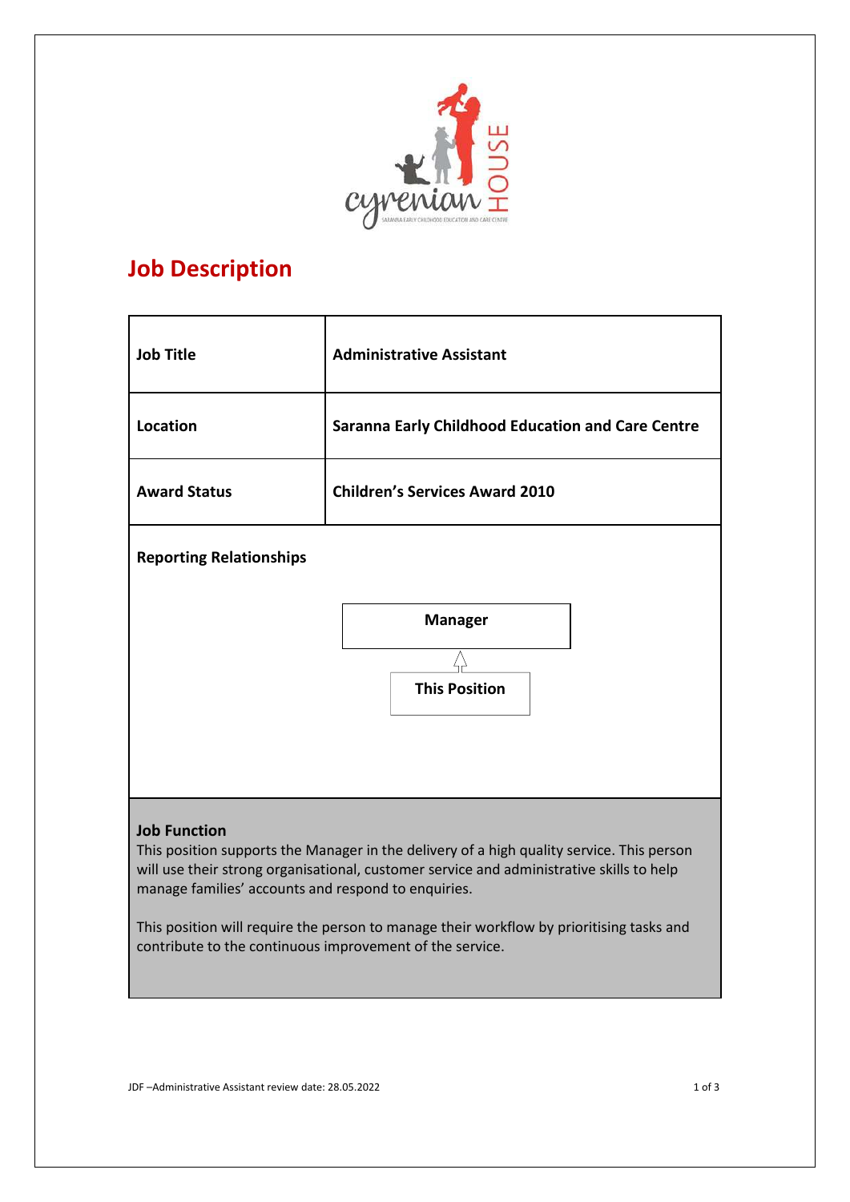# Job Description

| Job Title | Administrative Assistant |
| --- | --- |
| Location | Saranna Early Childhood Education and Care Centre |
| Award Status | Children's Services Award 2010 |

**Reporting Relationships**

Manager

This Position

**Job Function**

This position supports the Manager in the delivery of a high quality service. This person will use their strong organisational, customer service and administrative skills to help manage families' accounts and respond to enquiries.

This position will require the person to manage their workflow by prioritising tasks and contribute to the continuous improvement of the service.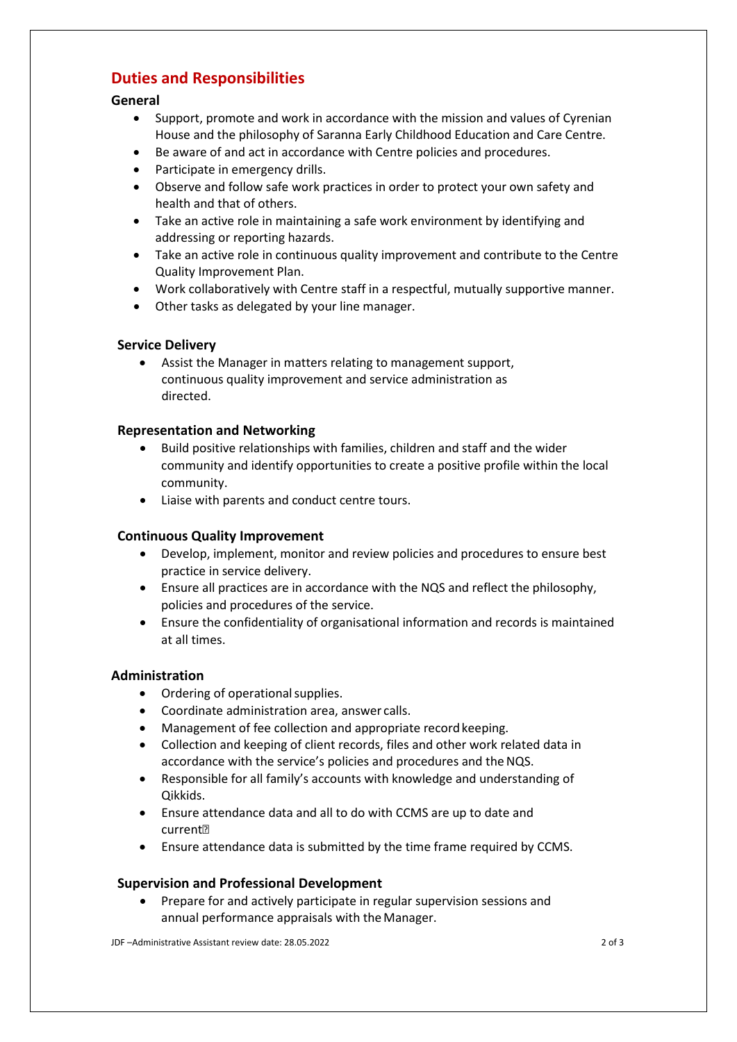## Duties and Responsibilities

### General

- Support, promote and work in accordance with the mission and values of Cyrenian House and the philosophy of Saranna Early Childhood Education and Care Centre.
- Be aware of and act in accordance with Centre policies and procedures.
- Participate in emergency drills.
- Observe and follow safe work practices in order to protect your own safety and health and that of others.
- Take an active role in maintaining a safe work environment by identifying and addressing or reporting hazards.
- Take an active role in continuous quality improvement and contribute to the Centre Quality Improvement Plan.
- Work collaboratively with Centre staff in a respectful, mutually supportive manner.
- Other tasks as delegated by your line manager.

### Service Delivery

- Assist the Manager in matters relating to management support, continuous quality improvement and service administration as directed.

### Representation and Networking

- Build positive relationships with families, children and staff and the wider community and identify opportunities to create a positive profile within the local community.
- Liaise with parents and conduct centre tours.

### Continuous Quality Improvement

- Develop, implement, monitor and review policies and procedures to ensure best practice in service delivery.
- Ensure all practices are in accordance with the NQS and reflect the philosophy, policies and procedures of the service.
- Ensure the confidentiality of organisational information and records is maintained at all times.

### Administration

- Ordering of operational supplies.
- Coordinate administration area, answer calls.
- Management of fee collection and appropriate record keeping.
- Collection and keeping of client records, files and other work related data in accordance with the service's policies and procedures and the NQS.
- Responsible for all family's accounts with knowledge and understanding of Qikkids.
- Ensure attendance data and all to do with CCMS are up to date and current
- Ensure attendance data is submitted by the time frame required by CCMS.

### Supervision and Professional Development

- Prepare for and actively participate in regular supervision sessions and annual performance appraisals with the Manager.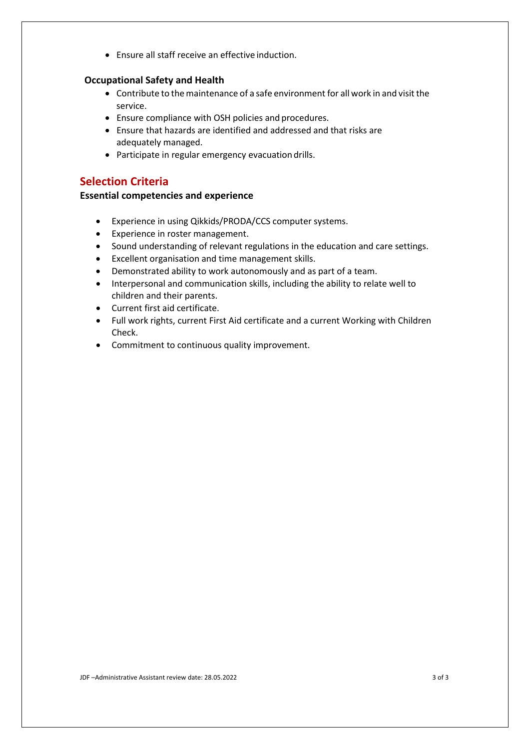- Ensure all staff receive an effective induction.

### Occupational Safety and Health

- Contribute to the maintenance of a safe environment for all work in and visit the service.
- Ensure compliance with OSH policies and procedures.
- Ensure that hazards are identified and addressed and that risks are adequately managed.
- Participate in regular emergency evacuation drills.

## Selection Criteria

### Essential competencies and experience

- Experience in using Qikkids/PRODA/CCS computer systems.
- Experience in roster management.
- Sound understanding of relevant regulations in the education and care settings.
- Excellent organisation and time management skills.
- Demonstrated ability to work autonomously and as part of a team.
- Interpersonal and communication skills, including the ability to relate well to children and their parents.
- Current first aid certificate.
- Full work rights, current First Aid certificate and a current Working with Children Check.
- Commitment to continuous quality improvement.